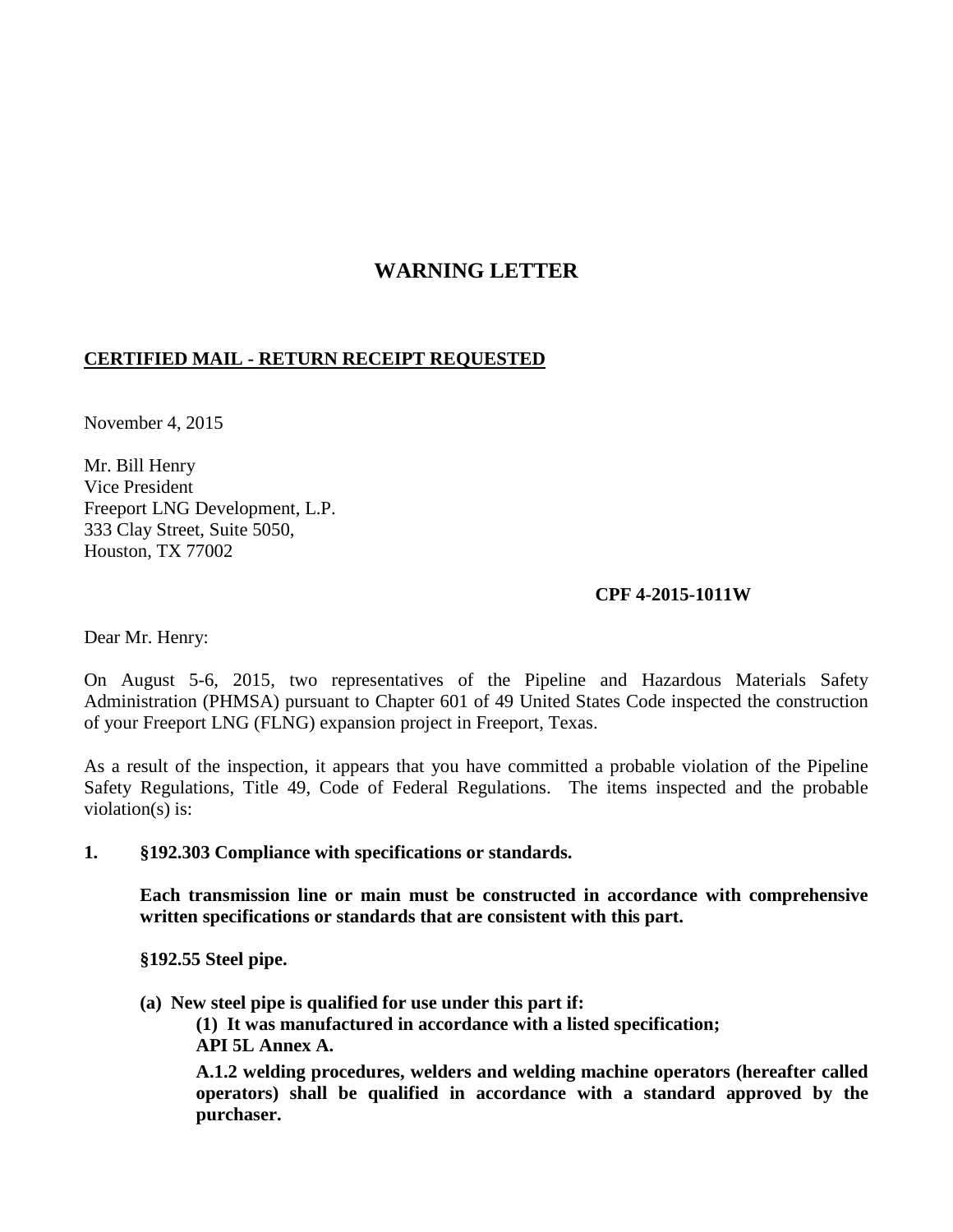# WARNING LETTER

**CERTIFIED MAIL - RETURN RECEIPT REQUESTED**

November 4, 2015

Mr. Bill Henry
Vice President
Freeport LNG Development, L.P.
333 Clay Street, Suite 5050,
Houston, TX 77002

**CPF 4-2015-1011W**

Dear Mr. Henry:

On August 5-6, 2015, two representatives of the Pipeline and Hazardous Materials Safety Administration (PHMSA) pursuant to Chapter 601 of 49 United States Code inspected the construction of your Freeport LNG (FLNG) expansion project in Freeport, Texas.

As a result of the inspection, it appears that you have committed a probable violation of the Pipeline Safety Regulations, Title 49, Code of Federal Regulations. The items inspected and the probable violation(s) is:

**1. §192.303 Compliance with specifications or standards.**

**Each transmission line or main must be constructed in accordance with comprehensive written specifications or standards that are consistent with this part.**

**§192.55 Steel pipe.**

**(a) New steel pipe is qualified for use under this part if:**

**(1) It was manufactured in accordance with a listed specification;**
**API 5L Annex A.**

**A.1.2 welding procedures, welders and welding machine operators (hereafter called operators) shall be qualified in accordance with a standard approved by the purchaser.**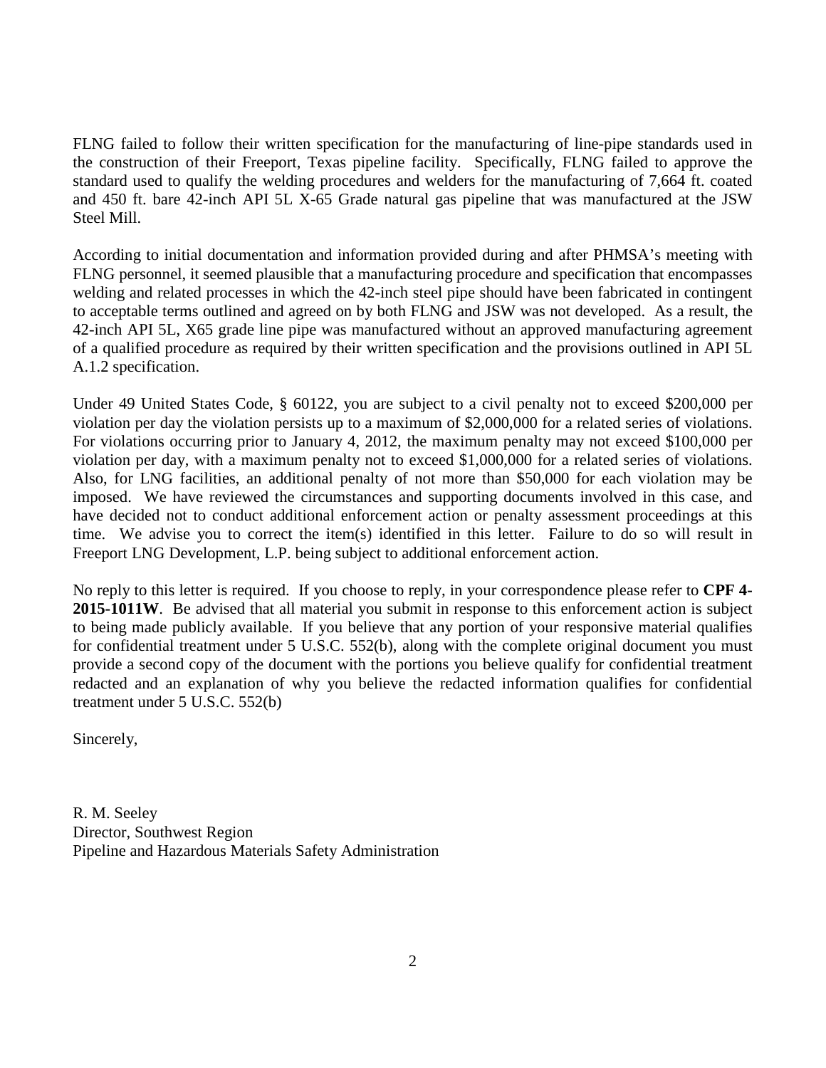FLNG failed to follow their written specification for the manufacturing of line-pipe standards used in the construction of their Freeport, Texas pipeline facility. Specifically, FLNG failed to approve the standard used to qualify the welding procedures and welders for the manufacturing of 7,664 ft. coated and 450 ft. bare 42-inch API 5L X-65 Grade natural gas pipeline that was manufactured at the JSW Steel Mill.

According to initial documentation and information provided during and after PHMSA's meeting with FLNG personnel, it seemed plausible that a manufacturing procedure and specification that encompasses welding and related processes in which the 42-inch steel pipe should have been fabricated in contingent to acceptable terms outlined and agreed on by both FLNG and JSW was not developed. As a result, the 42-inch API 5L, X65 grade line pipe was manufactured without an approved manufacturing agreement of a qualified procedure as required by their written specification and the provisions outlined in API 5L A.1.2 specification.

Under 49 United States Code, § 60122, you are subject to a civil penalty not to exceed $200,000 per violation per day the violation persists up to a maximum of $2,000,000 for a related series of violations. For violations occurring prior to January 4, 2012, the maximum penalty may not exceed $100,000 per violation per day, with a maximum penalty not to exceed $1,000,000 for a related series of violations. Also, for LNG facilities, an additional penalty of not more than $50,000 for each violation may be imposed. We have reviewed the circumstances and supporting documents involved in this case, and have decided not to conduct additional enforcement action or penalty assessment proceedings at this time. We advise you to correct the item(s) identified in this letter. Failure to do so will result in Freeport LNG Development, L.P. being subject to additional enforcement action.

No reply to this letter is required. If you choose to reply, in your correspondence please refer to **CPF 4-2015-1011W**. Be advised that all material you submit in response to this enforcement action is subject to being made publicly available. If you believe that any portion of your responsive material qualifies for confidential treatment under 5 U.S.C. 552(b), along with the complete original document you must provide a second copy of the document with the portions you believe qualify for confidential treatment redacted and an explanation of why you believe the redacted information qualifies for confidential treatment under 5 U.S.C. 552(b)

Sincerely,

R. M. Seeley
Director, Southwest Region
Pipeline and Hazardous Materials Safety Administration